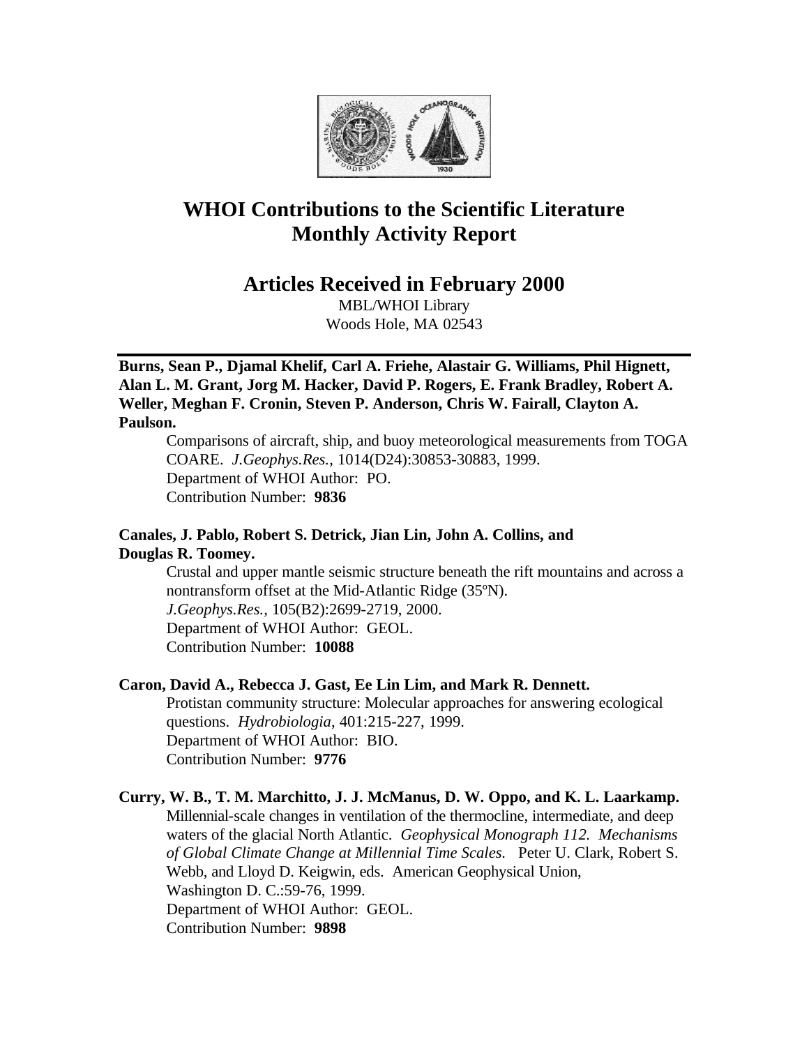# WHOI Contributions to the Scientific Literature
# Monthly Activity Report

## Articles Received in February 2000

MBL/WHOI Library
Woods Hole, MA 02543

---

**Burns, Sean P., Djamal Khelif, Carl A. Friehe, Alastair G. Williams, Phil Hignett, Alan L. M. Grant, Jorg M. Hacker, David P. Rogers, E. Frank Bradley, Robert A. Weller, Meghan F. Cronin, Steven P. Anderson, Chris W. Fairall, Clayton A. Paulson.**

Comparisons of aircraft, ship, and buoy meteorological measurements from TOGA COARE. *J.Geophys.Res.*, 1014(D24):30853-30883, 1999.
Department of WHOI Author: PO.
Contribution Number: **9836**

**Canales, J. Pablo, Robert S. Detrick, Jian Lin, John A. Collins, and Douglas R. Toomey.**

Crustal and upper mantle seismic structure beneath the rift mountains and across a nontransform offset at the Mid-Atlantic Ridge (35ºN).
*J.Geophys.Res.*, 105(B2):2699-2719, 2000.
Department of WHOI Author: GEOL.
Contribution Number: **10088**

**Caron, David A., Rebecca J. Gast, Ee Lin Lim, and Mark R. Dennett.**

Protistan community structure: Molecular approaches for answering ecological questions. *Hydrobiologia*, 401:215-227, 1999.
Department of WHOI Author: BIO.
Contribution Number: **9776**

**Curry, W. B., T. M. Marchitto, J. J. McManus, D. W. Oppo, and K. L. Laarkamp.**

Millennial-scale changes in ventilation of the thermocline, intermediate, and deep waters of the glacial North Atlantic. *Geophysical Monograph 112. Mechanisms of Global Climate Change at Millennial Time Scales.* Peter U. Clark, Robert S. Webb, and Lloyd D. Keigwin, eds. American Geophysical Union, Washington D. C.:59-76, 1999.
Department of WHOI Author: GEOL.
Contribution Number: **9898**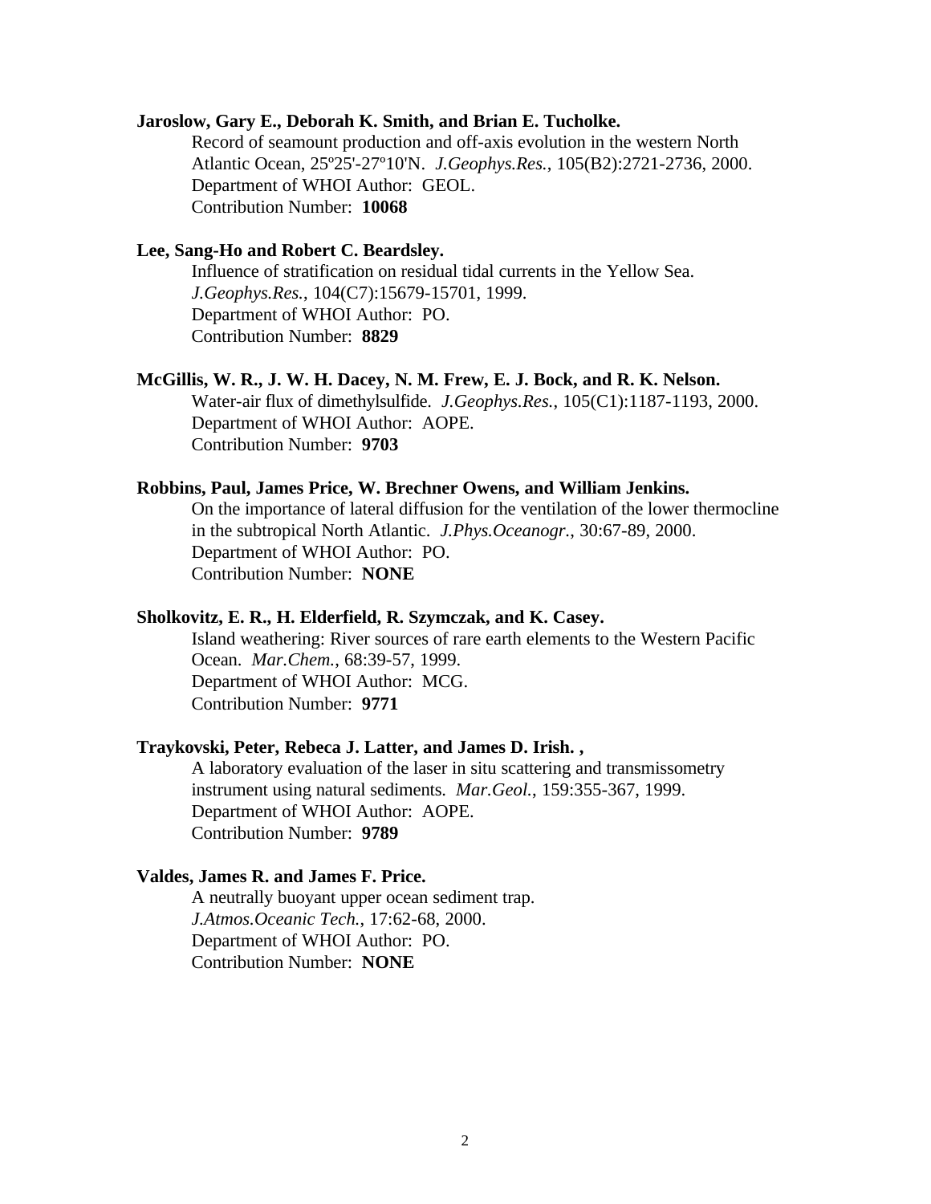**Jaroslow, Gary E., Deborah K. Smith, and Brian E. Tucholke.**

Record of seamount production and off-axis evolution in the western North Atlantic Ocean, 25º25'-27º10'N. *J.Geophys.Res.*, 105(B2):2721-2736, 2000.
Department of WHOI Author: GEOL.
Contribution Number: **10068**

**Lee, Sang-Ho and Robert C. Beardsley.**

Influence of stratification on residual tidal currents in the Yellow Sea. *J.Geophys.Res.*, 104(C7):15679-15701, 1999.
Department of WHOI Author: PO.
Contribution Number: **8829**

**McGillis, W. R., J. W. H. Dacey, N. M. Frew, E. J. Bock, and R. K. Nelson.**

Water-air flux of dimethylsulfide. *J.Geophys.Res.*, 105(C1):1187-1193, 2000.
Department of WHOI Author: AOPE.
Contribution Number: **9703**

**Robbins, Paul, James Price, W. Brechner Owens, and William Jenkins.**

On the importance of lateral diffusion for the ventilation of the lower thermocline in the subtropical North Atlantic. *J.Phys.Oceanogr.*, 30:67-89, 2000.
Department of WHOI Author: PO.
Contribution Number: **NONE**

**Sholkovitz, E. R., H. Elderfield, R. Szymczak, and K. Casey.**

Island weathering: River sources of rare earth elements to the Western Pacific Ocean. *Mar.Chem.*, 68:39-57, 1999.
Department of WHOI Author: MCG.
Contribution Number: **9771**

**Traykovski, Peter, Rebeca J. Latter, and James D. Irish. ,**

A laboratory evaluation of the laser in situ scattering and transmissometry instrument using natural sediments. *Mar.Geol.*, 159:355-367, 1999.
Department of WHOI Author: AOPE.
Contribution Number: **9789**

**Valdes, James R. and James F. Price.**

A neutrally buoyant upper ocean sediment trap. *J.Atmos.Oceanic Tech.*, 17:62-68, 2000.
Department of WHOI Author: PO.
Contribution Number: **NONE**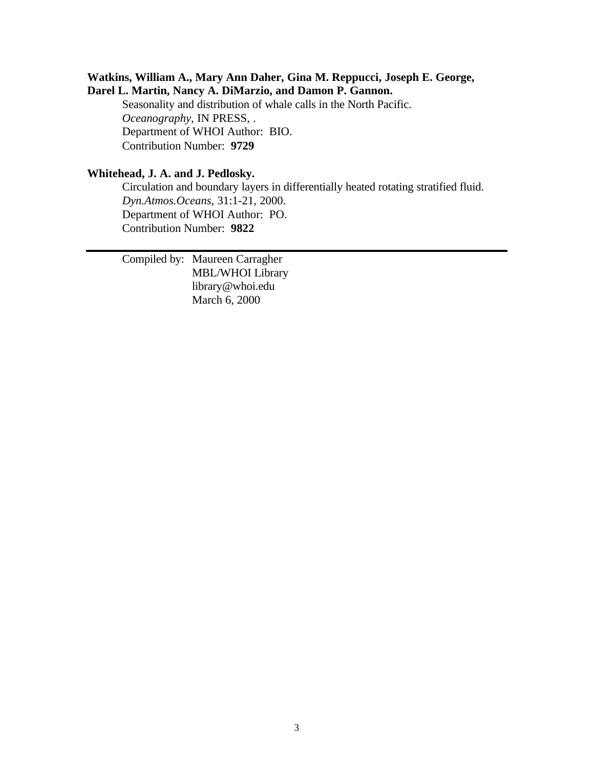**Watkins, William A., Mary Ann Daher, Gina M. Reppucci, Joseph E. George, Darel L. Martin, Nancy A. DiMarzio, and Damon P. Gannon.**

Seasonality and distribution of whale calls in the North Pacific.
*Oceanography*, IN PRESS, .
Department of WHOI Author: BIO.
Contribution Number: **9729**

**Whitehead, J. A. and J. Pedlosky.**

Circulation and boundary layers in differentially heated rotating stratified fluid.
*Dyn.Atmos.Oceans*, 31:1-21, 2000.
Department of WHOI Author: PO.
Contribution Number: **9822**

---

Compiled by: Maureen Carragher
MBL/WHOI Library
library@whoi.edu
March 6, 2000